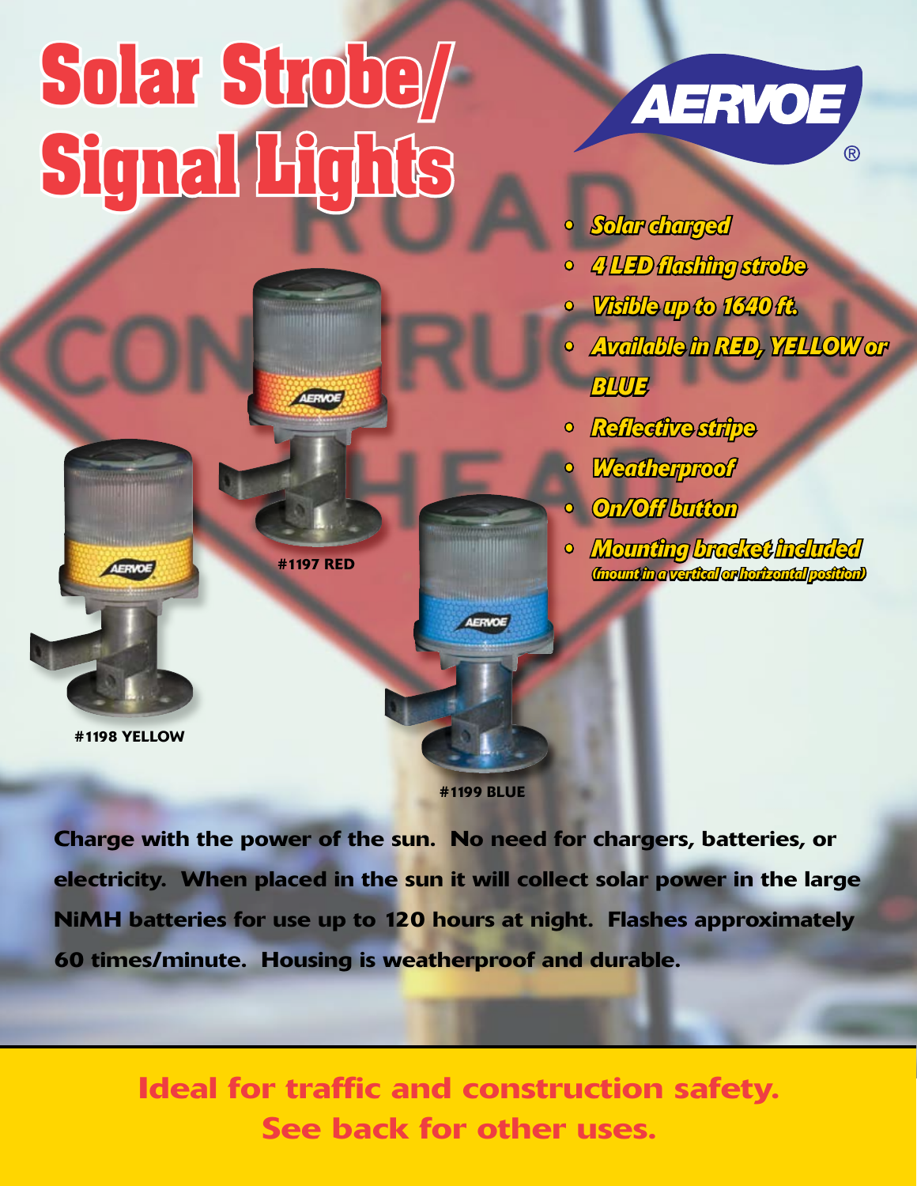# Solar Strobe/ Signal Lights

AERVOE®

- *Solar charged*
- *4 LED flashing strobe*
- *Visible up to 1640 ft.*
- *Available in RED, YELLOW or BLUE*
- *Reflective stripe*
- *Weatherproof*
- *On/Off button*
- *Mounting bracket included*
  *(mount in a vertical or horizontal position)*

**#1197 RED**

**#1198 YELLOW**

**#1199 BLUE**

**Charge with the power of the sun. No need for chargers, batteries, or electricity. When placed in the sun it will collect solar power in the large NiMH batteries for use up to 120 hours at night. Flashes approximately 60 times/minute. Housing is weatherproof and durable.**

**Ideal for traffic and construction safety.**
**See back for other uses.**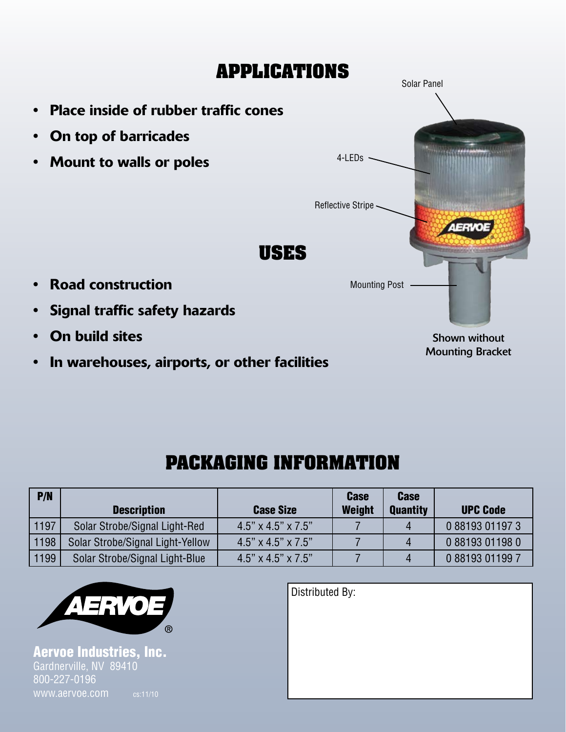## APPLICATIONS

- **Place inside of rubber traffic cones**
- **On top of barricades**
- **Mount to walls or poles**

Solar Panel

4-LEDs

Reflective Stripe

Mounting Post

Shown without Mounting Bracket

## USES

- **Road construction**
- **Signal traffic safety hazards**
- **On build sites**
- **In warehouses, airports, or other facilities**

## PACKAGING INFORMATION

| P/N | Description | Case Size | Case Weight | Case Quantity | UPC Code |
|---|---|---|---|---|---|
| 1197 | Solar Strobe/Signal Light-Red | 4.5" x 4.5" x 7.5" | 7 | 4 | 0 88193 01197 3 |
| 1198 | Solar Strobe/Signal Light-Yellow | 4.5" x 4.5" x 7.5" | 7 | 4 | 0 88193 01198 0 |
| 1199 | Solar Strobe/Signal Light-Blue | 4.5" x 4.5" x 7.5" | 7 | 4 | 0 88193 01199 7 |

AERVOE®

**Aervoe Industries, Inc.**
Gardnerville, NV 89410
800-227-0196
www.aervoe.com cs:11/10

Distributed By: